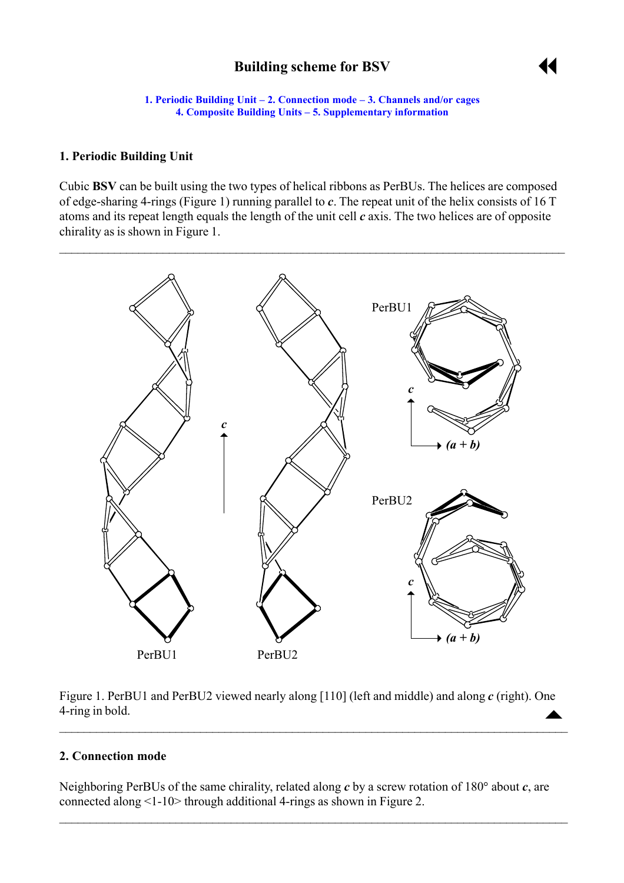# Building scheme for BSV

1. Periodic Building Unit – 2. Connection mode – 3. Channels and/or cages
4. Composite Building Units – 5. Supplementary information

## 1. Periodic Building Unit

Cubic **BSV** can be built using the two types of helical ribbons as PerBUs. The helices are composed of edge-sharing 4-rings (Figure 1) running parallel to ***c***. The repeat unit of the helix consists of 16 T atoms and its repeat length equals the length of the unit cell ***c*** axis. The two helices are of opposite chirality as is shown in Figure 1.

Figure 1. PerBU1 and PerBU2 viewed nearly along [110] (left and middle) and along ***c*** (right). One 4-ring in bold.

## 2. Connection mode

Neighboring PerBUs of the same chirality, related along ***c*** by a screw rotation of 180° about ***c***, are connected along <1-10> through additional 4-rings as shown in Figure 2.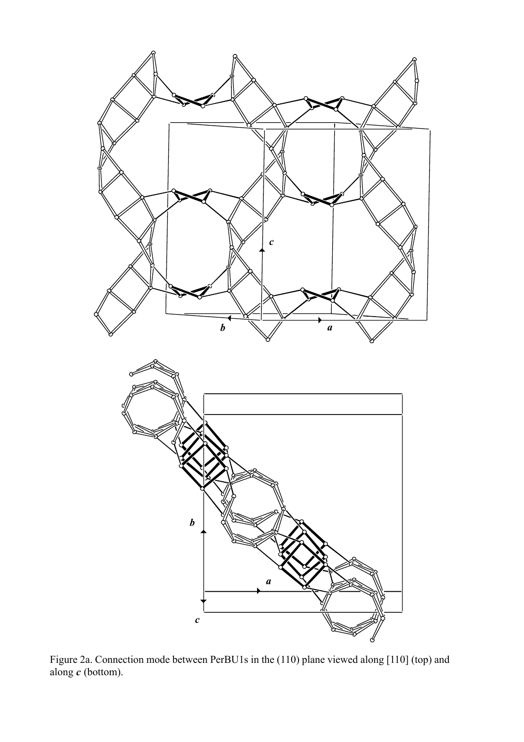Figure 2a. Connection mode between PerBU1s in the (110) plane viewed along [110] (top) and along *c* (bottom).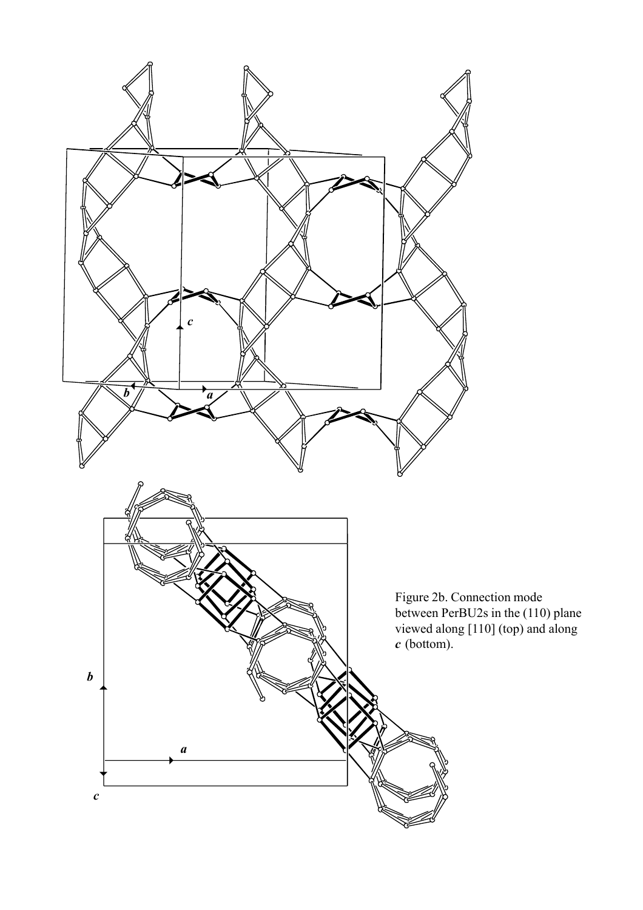Figure 2b. Connection mode between PerBU2s in the (110) plane viewed along [110] (top) and along ***c*** (bottom).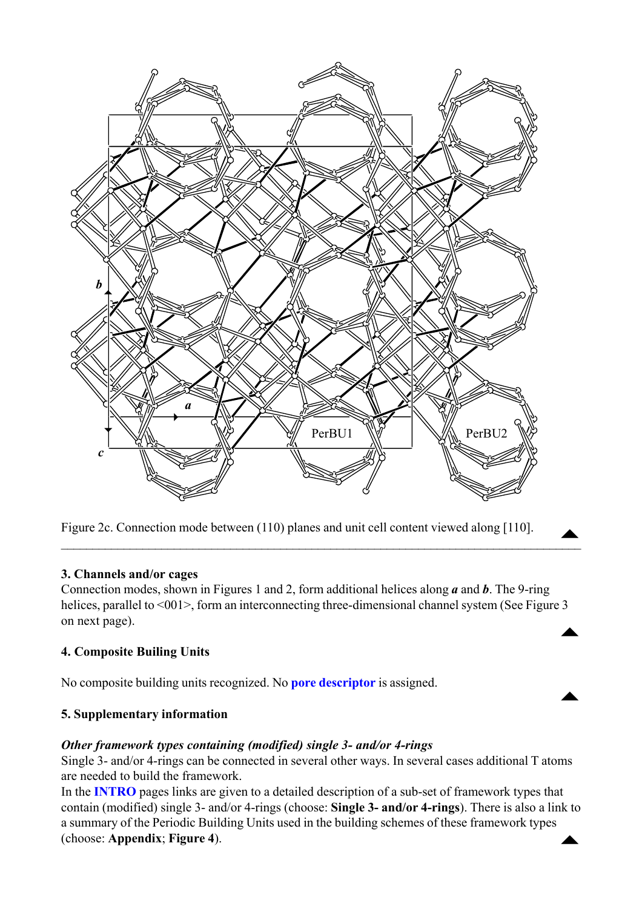Figure 2c. Connection mode between (110) planes and unit cell content viewed along [110].

### 3. Channels and/or cages

Connection modes, shown in Figures 1 and 2, form additional helices along ***a*** and ***b***. The 9-ring helices, parallel to <001>, form an interconnecting three-dimensional channel system (See Figure 3 on next page).

### 4. Composite Builing Units

No composite building units recognized. No **pore descriptor** is assigned.

### 5. Supplementary information

***Other framework types containing (modified) single 3- and/or 4-rings***

Single 3- and/or 4-rings can be connected in several other ways. In several cases additional T atoms are needed to build the framework.

In the **INTRO** pages links are given to a detailed description of a sub-set of framework types that contain (modified) single 3- and/or 4-rings (choose: **Single 3- and/or 4-rings**). There is also a link to a summary of the Periodic Building Units used in the building schemes of these framework types (choose: **Appendix**; **Figure 4**).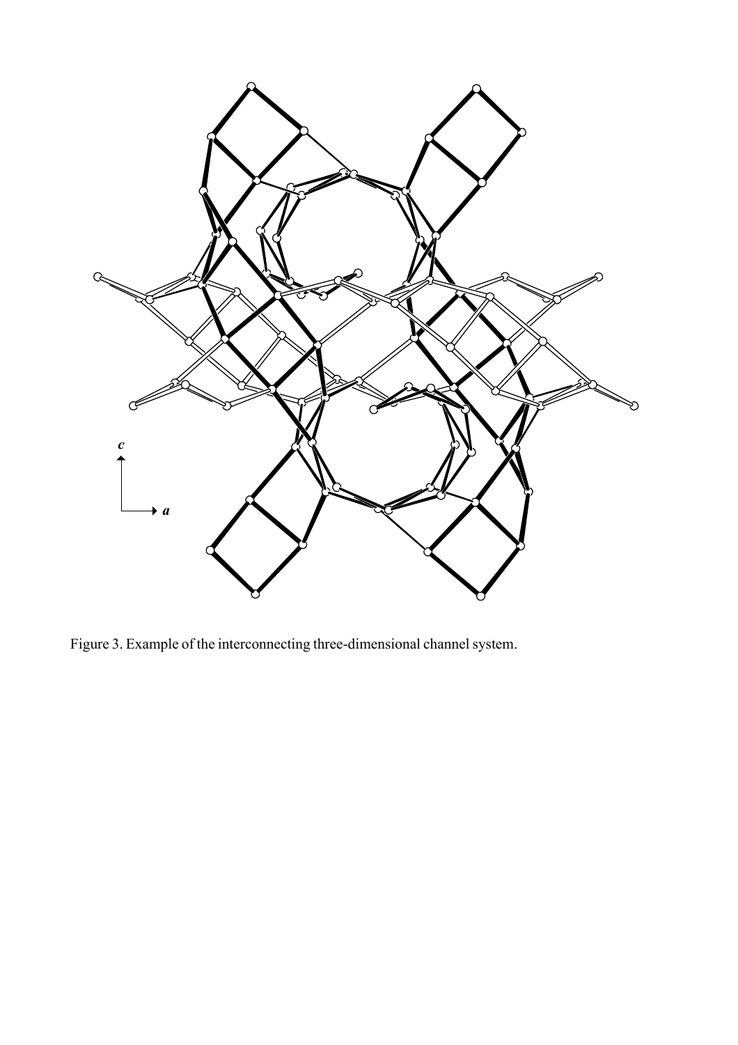c

a

Figure 3. Example of the interconnecting three-dimensional channel system.